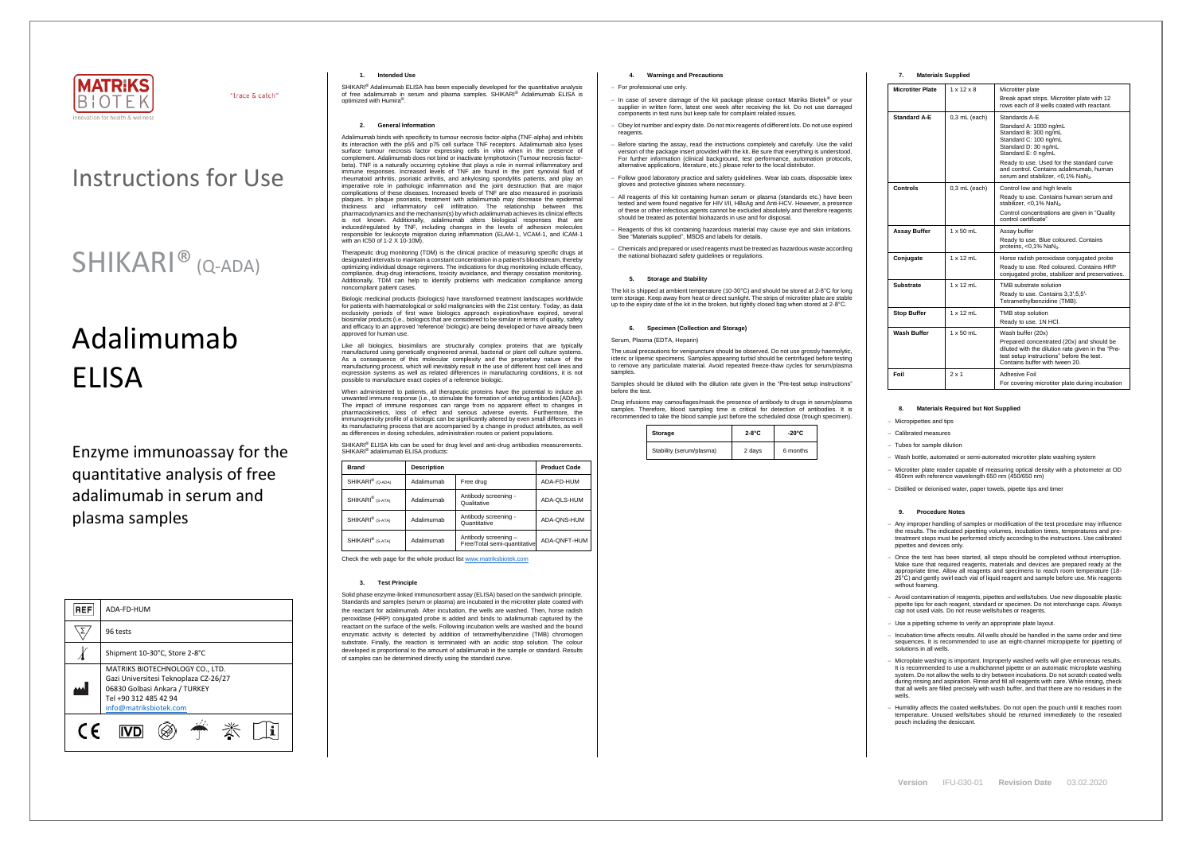MATRIKS BIOTEK

"trace & catch"

Innovation for health & wellness

# Instructions for Use

# SHIKARI® (Q-ADA)

# Adalimumab ELISA

## Enzyme immunoassay for the quantitative analysis of free adalimumab in serum and plasma samples

| REF | ADA-FD-HUM |
|---|---|
| Σ | 96 tests |
| Temperature | Shipment 10-30°C, Store 2-8°C |
| Manufacturer | MATRIKS BIOTECHNOLOGY CO., LTD. Gazi Universitesi Teknoplaza CZ-26/27 06830 Golbasi Ankara / TURKEY Tel +90 312 485 42 94 info@matriksbiotek.com |

CE IVD

### 1. Intended Use

SHIKARI® Adalimumab ELISA has been especially developed for the quantitative analysis of free adalimumab in serum and plasma samples. SHIKARI® Adalimumab ELISA is optimized with Humira®.

### 2. General Information

Adalimumab binds with specificity to tumour necrosis factor-alpha (TNF-alpha) and inhibits its interaction with the p55 and p75 cell surface TNF receptors. Adalimumab also lyses surface tumour necrosis factor expressing cells in vitro when in the presence of complement. Adalimumab does not bind or inactivate lymphotoxin (Tumour necrosis factor-beta). TNF is a naturally occurring cytokine that plays a role in normal inflammatory and immune responses. Increased levels of TNF are found in the joint synovial fluid of rheumatoid arthritis, psoriatic arthritis, and ankylosing spondylitis patients, and play an imperative role in pathologic inflammation and the joint destruction that are major complications of these diseases. Increased levels of TNF are also measured in psoriasis plaques. In plaque psoriasis, treatment with adalimumab may decrease the epidermal thickness and inflammatory cell infiltration. The relationship between this pharmacodynamics and the mechanism(s) by which adalimumab achieves its clinical effects is not known. Additionally, adalimumab alters biological responses that are induced/regulated by TNF, including changes in the levels of adhesion molecules responsible for leukocyte migration during inflammation (ELAM-1, VCAM-1, and ICAM-1 with an IC50 of 1-2 X 10-10M).

Therapeutic drug monitoring (TDM) is the clinical practice of measuring specific drugs at designated intervals to maintain a constant concentration in a patient's bloodstream, thereby optimizing individual dosage regimens. The indications for drug monitoring include efficacy, compliance, drug-drug interactions, toxicity avoidance, and therapy cessation monitoring. Additionally, TDM can help to identify problems with medication compliance among noncompliant patient cases.

Biologic medicinal products (biologics) have transformed treatment landscapes worldwide for patients with haematological or solid malignancies with the 21st century. Today, as data exclusivity periods of first wave biologics approach expiration/have expired, several biosimilar products (i.e., biologics that are considered to be similar in terms of quality, safety and efficacy to an approved 'reference' biologic) are being developed or have already been approved for human use.

Like all biologics, biosimilars are structurally complex proteins that are typically manufactured using genetically engineered animal, bacterial or plant cell culture systems. As a consequence of this molecular complexity and the proprietary nature of the manufacturing process, which will inevitably result in the use of different host cell lines and expression systems as well as related differences in manufacturing conditions, it is not possible to manufacture exact copies of a reference biologic.

When administered to patients, all therapeutic proteins have the potential to induce an unwanted immune response (i.e., to stimulate the formation of antidrug antibodies [ADAs]). The impact of immune responses can range from no apparent effect to changes in pharmacokinetics, loss of effect and serious adverse events. Furthermore, the immunogenicity profile of a biologic can be significantly altered by even small differences in its manufacturing process that are accompanied by a change in product attributes, as well as differences in dosing schedules, administration routes or patient populations.

SHIKARI® ELISA kits can be used for drug level and anti-drug antibodies measurements. SHIKARI® adalimumab ELISA products:

| Brand | Description | | Product Code |
|---|---|---|---|
| SHIKARI® (Q-ADA) | Adalimumab | Free drug | ADA-FD-HUM |
| SHIKARI® (S-ATA) | Adalimumab | Antibody screening - Qualitative | ADA-QLS-HUM |
| SHIKARI® (S-ATA) | Adalimumab | Antibody screening - Quantitative | ADA-QNS-HUM |
| SHIKARI® (S-ATA) | Adalimumab | Antibody screening – Free/Total semi-quantitative | ADA-QNFT-HUM |

Check the web page for the whole product list www.matriksbiotek.com

### 3. Test Principle

Solid phase enzyme-linked immunosorbent assay (ELISA) based on the sandwich principle. Standards and samples (serum or plasma) are incubated in the microtiter plate coated with the reactant for adalimumab. After incubation, the wells are washed. Then, horse radish peroxidase (HRP) conjugated probe is added and binds to adalimumab captured by the reactant on the surface of the wells. Following incubation wells are washed and the bound enzymatic activity is detected by addition of tetramethylbenzidine (TMB) chromogen substrate. Finally, the reaction is terminated with an acidic stop solution. The colour developed is proportional to the amount of adalimumab in the sample or standard. Results of samples can be determined directly using the standard curve.

### 4. Warnings and Precautions

- For professional use only.
- In case of severe damage of the kit package please contact Matriks Biotek® or your supplier in written form, latest one week after receiving the kit. Do not use damaged components in test runs but keep safe for complaint related issues.
- Obey lot number and expiry date. Do not mix reagents of different lots. Do not use expired reagents.
- Before starting the assay, read the instructions completely and carefully. Use the valid version of the package insert provided with the kit. Be sure that everything is understood. For further information (clinical background, test performance, automation protocols, alternative applications, literature, etc.) please refer to the local distributor.
- Follow good laboratory practice and safety guidelines. Wear lab coats, disposable latex gloves and protective glasses where necessary.
- All reagents of this kit containing human serum or plasma (standards etc.) have been tested and were found negative for HIV I/II, HBsAg and Anti-HCV. However, a presence of these or other infectious agents cannot be excluded absolutely and therefore reagents should be treated as potential biohazards in use and for disposal.
- Reagents of this kit containing hazardous material may cause eye and skin irritations. See "Materials supplied", MSDS and labels for details.
- Chemicals and prepared or used reagents must be treated as hazardous waste according the national biohazard safety guidelines or regulations.

### 5. Storage and Stability

The kit is shipped at ambient temperature (10-30°C) and should be stored at 2-8°C for long term storage. Keep away from heat or direct sunlight. The strips of microtiter plate are stable up to the expiry date of the kit in the broken, but tightly closed bag when stored at 2-8°C.

### 6. Specimen (Collection and Storage)

Serum, Plasma (EDTA, Heparin)

The usual precautions for venipuncture should be observed. Do not use grossly haemolytic, icteric or lipemic specimens. Samples appearing turbid should be centrifuged before testing to remove any particulate material. Avoid repeated freeze-thaw cycles for serum/plasma samples.

Samples should be diluted with the dilution rate given in the "Pre-test setup instructions" before the test.

Drug infusions may camouflages/mask the presence of antibody to drugs in serum/plasma samples. Therefore, blood sampling time is critical for detection of antibodies. It is recommended to take the blood sample just before the scheduled dose (trough specimen).

| Storage | 2-8°C | -20°C |
|---|---|---|
| Stability (serum/plasma) | 2 days | 6 months |

### 7. Materials Supplied

| Microtiter Plate | 1 x 12 x 8 | Microtiter plate<br>Break apart strips. Microtiter plate with 12 rows each of 8 wells coated with reactant. |
|---|---|---|
| Standard A-E | 0,3 mL (each) | Standards A-E<br>Standard A: 1000 ng/mL<br>Standard B: 300 ng/mL<br>Standard C: 100 ng/mL<br>Standard D: 30 ng/mL<br>Standard E: 0 ng/mL<br>Ready to use. Used for the standard curve and control. Contains adalimumab, human serum and stabilizer, <0,1% $NaN_3$. |
| Controls | 0,3 mL (each) | Control low and high levels<br>Ready to use. Contains human serum and stabilizer, <0,1% $NaN_3$.<br>Control concentrations are given in "Quality control certificate" |
| Assay Buffer | 1 x 50 mL | Assay buffer<br>Ready to use. Blue coloured. Contains proteins, <0,1% $NaN_3$. |
| Conjugate | 1 x 12 mL | Horse radish peroxidase conjugated probe<br>Ready to use. Red coloured. Contains HRP conjugated probe, stabilizer and preservatives. |
| Substrate | 1 x 12 mL | TMB substrate solution<br>Ready to use. Contains 3,3',5,5'-Tetramethylbenzidine (TMB). |
| Stop Buffer | 1 x 12 mL | TMB stop solution<br>Ready to use. 1N HCl. |
| Wash Buffer | 1 x 50 mL | Wash buffer (20x)<br>Prepared concentrated (20x) and should be diluted with the dilution rate given in the "Pre-test setup instructions" before the test. Contains buffer with tween 20. |
| Foil | 2 x 1 | Adhesive Foil<br>For covering microtiter plate during incubation |

### 8. Materials Required but Not Supplied

- Micropipettes and tips
- Calibrated measures
- Tubes for sample dilution
- Wash bottle, automated or semi-automated microtiter plate washing system
- Microtiter plate reader capable of measuring optical density with a photometer at OD 450nm with reference wavelength 650 nm (450/650 nm)
- Distilled or deionised water, paper towels, pipette tips and timer

### 9. Procedure Notes

- Any improper handling of samples or modification of the test procedure may influence the results. The indicated pipetting volumes, incubation times, temperatures and pre-treatment steps must be performed strictly according to the instructions. Use calibrated pipettes and devices only.
- Once the test has been started, all steps should be completed without interruption. Make sure that required reagents, materials and devices are prepared ready at the appropriate time. Allow all reagents and specimens to reach room temperature (18-25°C) and gently swirl each vial of liquid reagent and sample before use. Mix reagents without foaming.
- Avoid contamination of reagents, pipettes and wells/tubes. Use new disposable plastic pipette tips for each reagent, standard or specimen. Do not interchange caps. Always cap not used vials. Do not reuse wells/tubes or reagents.
- Use a pipetting scheme to verify an appropriate plate layout.
- Incubation time affects results. All wells should be handled in the same order and time sequences. It is recommended to use an eight-channel micropipette for pipetting of solutions in all wells.
- Microplate washing is important. Improperly washed wells will give erroneous results. It is recommended to use a multichannel pipette or an automatic microplate washing system. Do not allow the wells to dry between incubations. Do not scratch coated wells during rinsing and aspiration. Rinse and fill all reagents with care. While rinsing, check that all wells are filled precisely with wash buffer, and that there are no residues in the wells.
- Humidity affects the coated wells/tubes. Do not open the pouch until it reaches room temperature. Unused wells/tubes should be returned immediately to the resealed pouch including the desiccant.

Version IFU-030-01 Revision Date 03.02.2020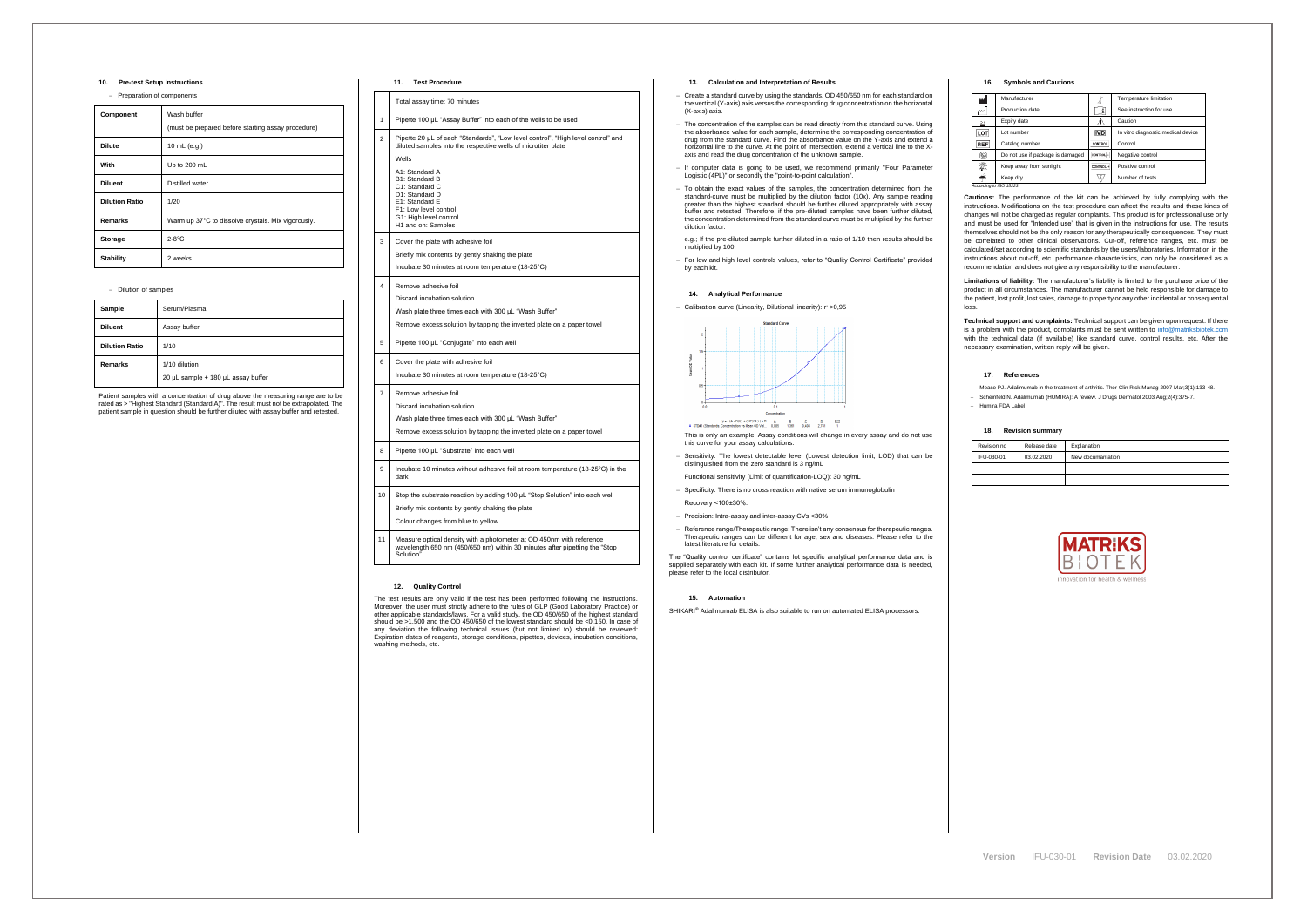### 10. Pre-test Setup Instructions

– Preparation of components

| Component | Wash buffer (must be prepared before starting assay procedure) |
|---|---|
| **Dilute** | 10 mL (e.g.) |
| **With** | Up to 200 mL |
| **Diluent** | Distilled water |
| **Dilution Ratio** | 1/20 |
| **Remarks** | Warm up 37°C to dissolve crystals. Mix vigorously. |
| **Storage** | 2-8°C |
| **Stability** | 2 weeks |

– Dilution of samples

| Sample | Serum/Plasma |
|---|---|
| **Diluent** | Assay buffer |
| **Dilution Ratio** | 1/10 |
| **Remarks** | 1/10 dilution<br>20 µL sample + 180 µL assay buffer |

Patient samples with a concentration of drug above the measuring range are to be rated as > "Highest Standard (Standard A)". The result must not be extrapolated. The patient sample in question should be further diluted with assay buffer and retested.

### 11. Test Procedure

| | |
|---|---|
| | Total assay time: 70 minutes |
| 1 | Pipette 100 µL "Assay Buffer" into each of the wells to be used |
| 2 | Pipette 20 µL of each "Standards", "Low level control", "High level control" and diluted samples into the respective wells of microtiter plate<br>Wells<br>A1: Standard A<br>B1: Standard B<br>C1: Standard C<br>D1: Standard D<br>E1: Standard E<br>F1: Low level control<br>G1: High level control<br>H1 and on: Samples |
| 3 | Cover the plate with adhesive foil<br>Briefly mix contents by gently shaking the plate<br>Incubate 30 minutes at room temperature (18-25°C) |
| 4 | Remove adhesive foil<br>Discard incubation solution<br>Wash plate three times each with 300 µL "Wash Buffer"<br>Remove excess solution by tapping the inverted plate on a paper towel |
| 5 | Pipette 100 µL "Conjugate" into each well |
| 6 | Cover the plate with adhesive foil<br>Incubate 30 minutes at room temperature (18-25°C) |
| 7 | Remove adhesive foil<br>Discard incubation solution<br>Wash plate three times each with 300 µL "Wash Buffer"<br>Remove excess solution by tapping the inverted plate on a paper towel |
| 8 | Pipette 100 µL "Substrate" into each well |
| 9 | Incubate 10 minutes without adhesive foil at room temperature (18-25°C) in the dark |
| 10 | Stop the substrate reaction by adding 100 µL "Stop Solution" into each well<br>Briefly mix contents by gently shaking the plate<br>Colour changes from blue to yellow |
| 11 | Measure optical density with a photometer at OD 450nm with reference wavelength 650 nm (450/650 nm) within 30 minutes after pipetting the "Stop Solution" |

### 12. Quality Control

The test results are only valid if the test has been performed following the instructions. Moreover, the user must strictly adhere to the rules of GLP (Good Laboratory Practice) or other applicable standards/laws. For a valid study, the OD 450/650 of the highest standard should be >1,500 and the OD 450/650 of the lowest standard should be <0,150. In case of any deviation the following technical issues (but not limited to) should be reviewed: Expiration dates of reagents, storage conditions, pipettes, devices, incubation conditions, washing methods, etc.

### 13. Calculation and Interpretation of Results

– Create a standard curve by using the standards. OD 450/650 nm for each standard on the vertical (Y-axis) axis versus the corresponding drug concentration on the horizontal (X-axis) axis.

– The concentration of the samples can be read directly from this standard curve. Using the absorbance value for each sample, determine the corresponding concentration of drug from the standard curve. Find the absorbance value on the Y-axis and extend a horizontal line to the curve. At the point of intersection, extend a vertical line to the X-axis and read the drug concentration of the unknown sample.

– If computer data is going to be used, we recommend primarily "Four Parameter Logistic (4PL)" or secondly the "point-to-point calculation".

– To obtain the exact values of the samples, the concentration determined from the standard-curve must be multiplied by the dilution factor (10x). Any sample reading greater than the highest standard should be further diluted appropriately with assay buffer and retested. Therefore, if the pre-diluted samples have been further diluted, the concentration determined from the standard curve must be multiplied by the further dilution factor.

e.g.; If the pre-diluted sample further diluted in a ratio of 1/10 then results should be multiplied by 100.

– For low and high level controls values, refer to "Quality Control Certificate" provided by each kit.

### 14. Analytical Performance

– Calibration curve (Linearity, Dilutional linearity): $r^2$ >0,95

Standard Curve

Mean OD Value

Concentration

This is only an example. Assay conditions will change in every assay and do not use this curve for your assay calculations.

– Sensitivity: The lowest detectable level (Lowest detection limit, LOD) that can be distinguished from the zero standard is 3 ng/mL.

Functional sensitivity (Limit of quantification-LOQ): 30 ng/mL

– Specificity: There is no cross reaction with native serum immunoglobulin

Recovery <100±30%.

– Precision: Intra-assay and inter-assay CVs <30%

– Reference range/Therapeutic range: There isn't any consensus for therapeutic ranges. Therapeutic ranges can be different for age, sex and diseases. Please refer to the latest literature for details.

The "Quality control certificate" contains lot specific analytical performance data and is supplied separately with each kit. If some further analytical performance data is needed, please refer to the local distributor.

### 15. Automation

SHIKARI® Adalimumab ELISA is also suitable to run on automated ELISA processors.

### 16. Symbols and Cautions

| | | | |
|---|---|---|---|
| | Manufacturer | | Temperature limitation |
| | Production date | | See instruction for use |
| | Expiry date | | Caution |
| LOT | Lot number | IVD | In vitro diagnostic medical device |
| REF | Catalog number | CONTROL | Control |
| | Do not use if package is damaged | CONTROL – | Negative control |
| | Keep away from sunlight | CONTROL + | Positive control |
| | Keep dry | | Number of tests |

According to ISO 15223

**Cautions:** The performance of the kit can be achieved by fully complying with the instructions. Modifications on the test procedure can affect the results and these kinds of changes will not be charged as regular complaints. This product is for professional use only and must be used for "Intended use" that is given in the instructions for use. The results themselves should not be the only reason for any therapeutically consequences. They must be correlated to other clinical observations. Cut-off, reference ranges, etc. must be calculated/set according to scientific standards by the users/laboratories. Information in the instructions about cut-off, etc. performance characteristics, can only be considered as a recommendation and does not give any responsibility to the manufacturer.

**Limitations of liability:** The manufacturer's liability is limited to the purchase price of the product in all circumstances. The manufacturer cannot be held responsible for damage to the patient, lost profit, lost sales, damage to property or any other incidental or consequential loss.

**Technical support and complaints:** Technical support can be given upon request. If there is a problem with the product, complaints must be sent written to info@matriksbiotek.com with the technical data (if available) like standard curve, control results, etc. After the necessary examination, written reply will be given.

### 17. References

– Mease PJ. Adalimumab in the treatment of arthritis. Ther Clin Risk Manag 2007 Mar;3(1):133-48.
– Scheinfeld N. Adalimumab (HUMIRA): A review. J Drugs Dermatol 2003 Aug;2(4):375-7.
– Humira FDA Label

### 18. Revision summary

| Revision no | Release date | Explanation |
|---|---|---|
| IFU-030-01 | 03.02.2020 | New documantation |
| | | |
| | | |

MATRIKS BIOTEK
innovation for health & wellness

**Version** IFU-030-01 **Revision Date** 03.02.2020